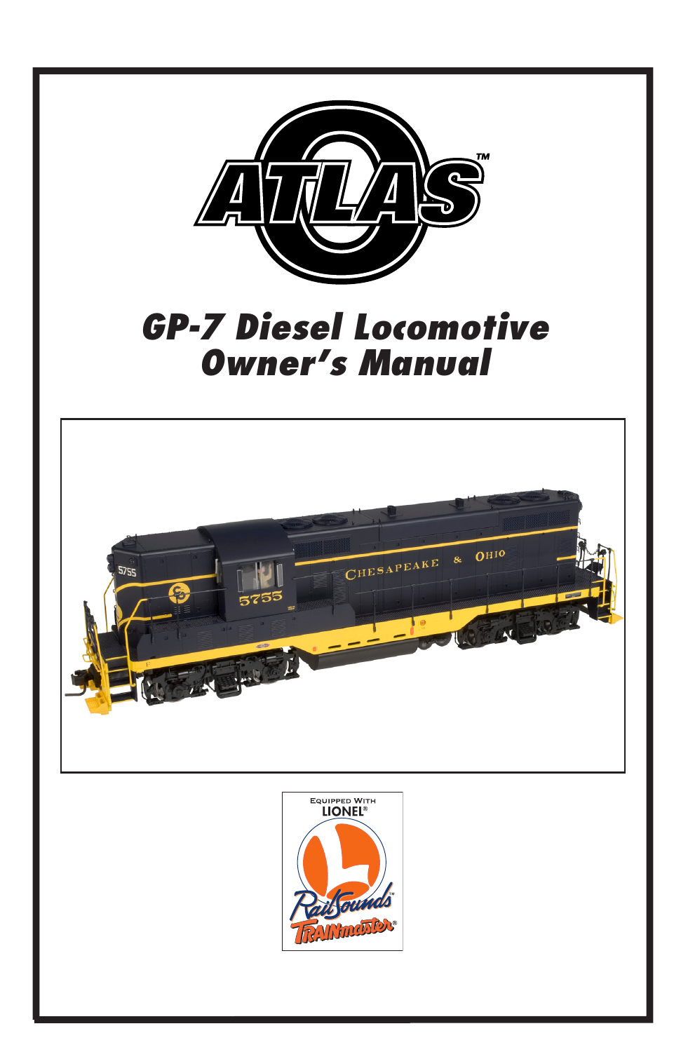# GP-7 Diesel Locomotive Owner's Manual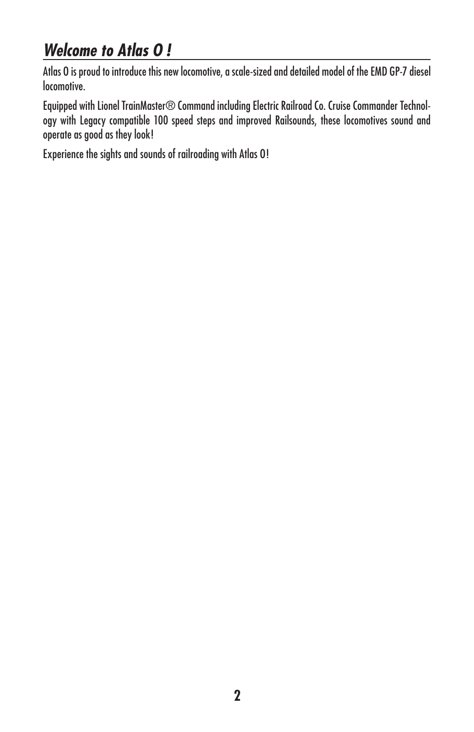## *Welcome to Atlas O !*

Atlas O is proud to introduce this new locomotive, a scale-sized and detailed model of the EMD GP-7 diesel locomotive.

Equipped with Lionel TrainMaster® Command including Electric Railroad Co. Cruise Commander Technology with Legacy compatible 100 speed steps and improved Railsounds, these locomotives sound and operate as good as they look!

Experience the sights and sounds of railroading with Atlas O!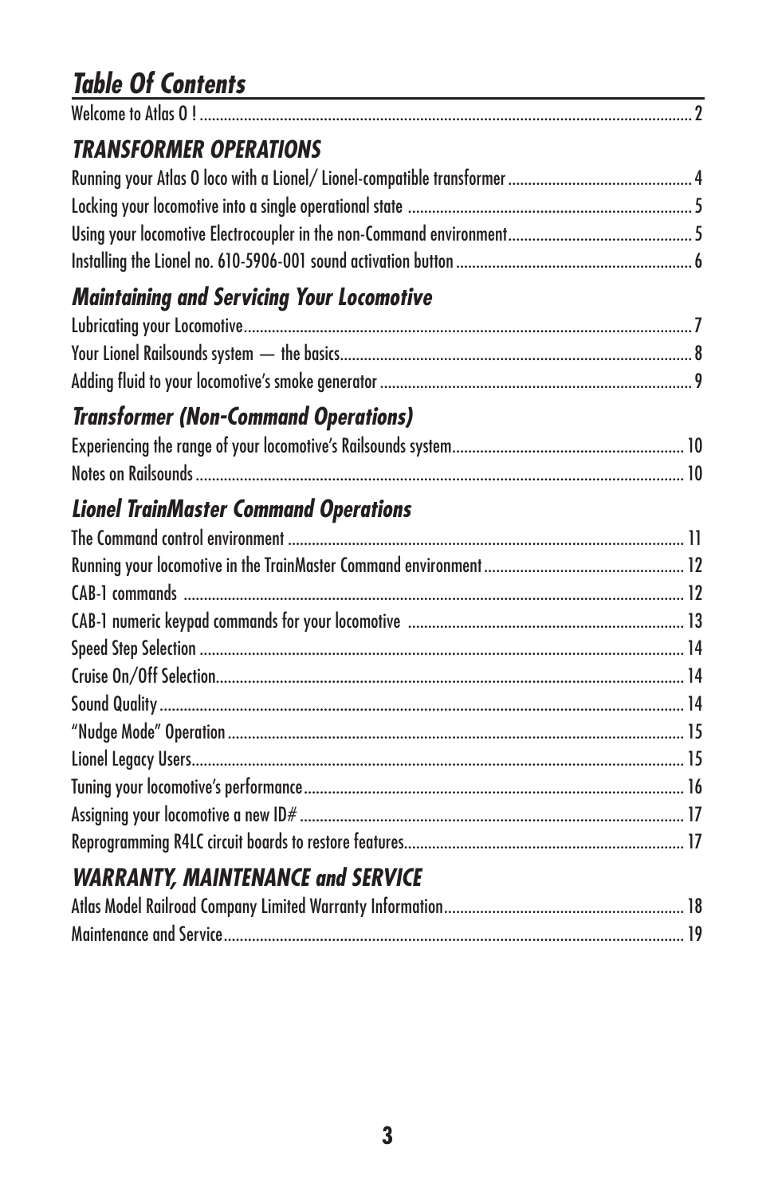# *Table Of Contents*

Welcome to Atlas O ! .......... 2

## *TRANSFORMER OPERATIONS*

Running your Atlas O loco with a Lionel/ Lionel-compatible transformer .......... 4

Locking your locomotive into a single operational state .......... 5

Using your locomotive Electrocoupler in the non-Command environment .......... 5

Installing the Lionel no. 610-5906-001 sound activation button .......... 6

## *Maintaining and Servicing Your Locomotive*

Lubricating your Locomotive .......... 7

Your Lionel Railsounds system — the basics .......... 8

Adding fluid to your locomotive's smoke generator .......... 9

## *Transformer (Non-Command Operations)*

Experiencing the range of your locomotive's Railsounds system .......... 10

Notes on Railsounds .......... 10

## *Lionel TrainMaster Command Operations*

The Command control environment .......... 11

Running your locomotive in the TrainMaster Command environment .......... 12

CAB-1 commands .......... 12

CAB-1 numeric keypad commands for your locomotive .......... 13

Speed Step Selection .......... 14

Cruise On/Off Selection .......... 14

Sound Quality .......... 14

"Nudge Mode" Operation .......... 15

Lionel Legacy Users .......... 15

Tuning your locomotive's performance .......... 16

Assigning your locomotive a new ID# .......... 17

Reprogramming R4LC circuit boards to restore features .......... 17

## *WARRANTY, MAINTENANCE and SERVICE*

Atlas Model Railroad Company Limited Warranty Information .......... 18

Maintenance and Service .......... 19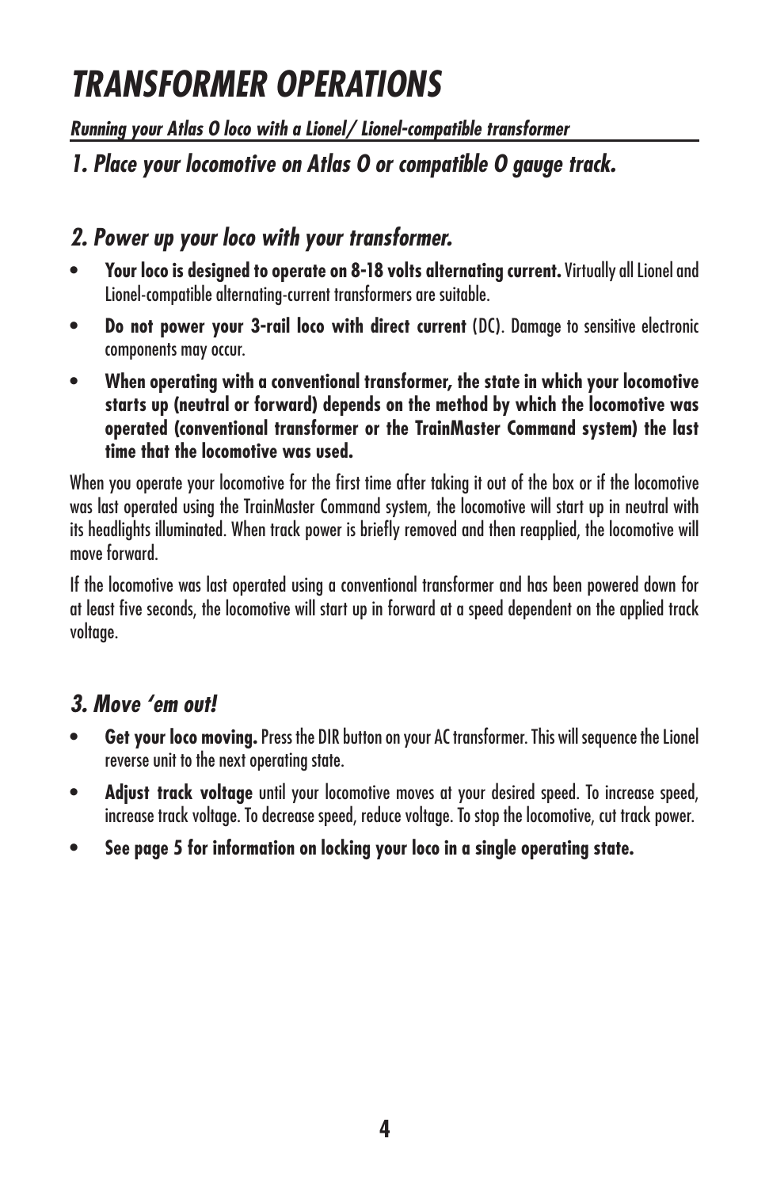# *TRANSFORMER OPERATIONS*

***Running your Atlas O loco with a Lionel/ Lionel-compatible transformer***

### *1. Place your locomotive on Atlas O or compatible O gauge track.*

### *2. Power up your loco with your transformer.*

- **Your loco is designed to operate on 8-18 volts alternating current.** Virtually all Lionel and Lionel-compatible alternating-current transformers are suitable.
- **Do not power your 3-rail loco with direct current** (DC). Damage to sensitive electronic components may occur.
- **When operating with a conventional transformer, the state in which your locomotive starts up (neutral or forward) depends on the method by which the locomotive was operated (conventional transformer or the TrainMaster Command system) the last time that the locomotive was used.**

When you operate your locomotive for the first time after taking it out of the box or if the locomotive was last operated using the TrainMaster Command system, the locomotive will start up in neutral with its headlights illuminated. When track power is briefly removed and then reapplied, the locomotive will move forward.

If the locomotive was last operated using a conventional transformer and has been powered down for at least five seconds, the locomotive will start up in forward at a speed dependent on the applied track voltage.

### *3. Move 'em out!*

- **Get your loco moving.** Press the DIR button on your AC transformer. This will sequence the Lionel reverse unit to the next operating state.
- **Adjust track voltage** until your locomotive moves at your desired speed. To increase speed, increase track voltage. To decrease speed, reduce voltage. To stop the locomotive, cut track power.
- **See page 5 for information on locking your loco in a single operating state.**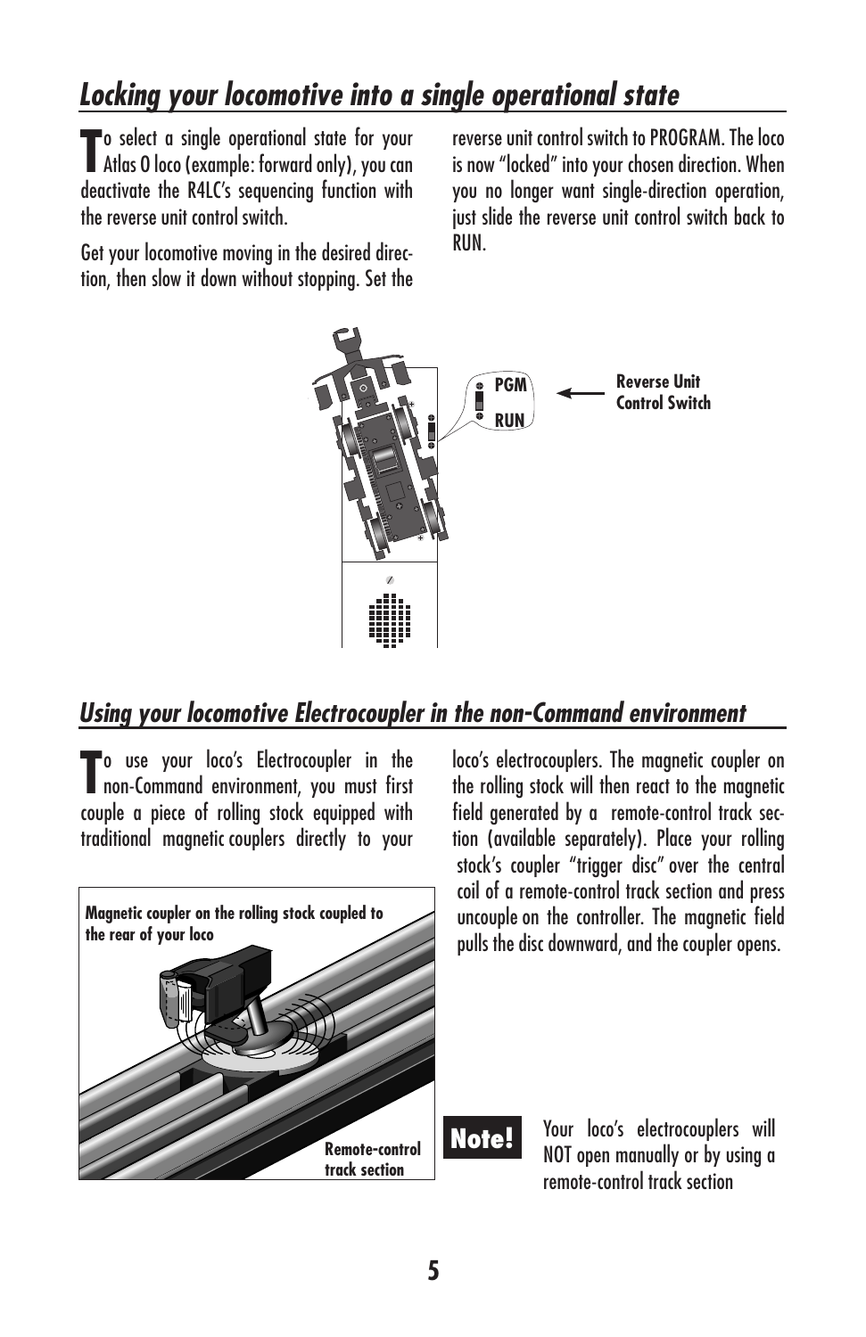## *Locking your locomotive into a single operational state*

To select a single operational state for your Atlas O loco (example: forward only), you can deactivate the R4LC's sequencing function with the reverse unit control switch.

Get your locomotive moving in the desired direction, then slow it down without stopping. Set the reverse unit control switch to PROGRAM. The loco is now "locked" into your chosen direction. When you no longer want single-direction operation, just slide the reverse unit control switch back to RUN.

PGM

RUN

**Reverse Unit Control Switch**

## *Using your locomotive Electrocoupler in the non-Command environment*

To use your loco's Electrocoupler in the non-Command environment, you must first couple a piece of rolling stock equipped with traditional magnetic couplers directly to your loco's electrocouplers. The magnetic coupler on the rolling stock will then react to the magnetic field generated by a remote-control track section (available separately). Place your rolling stock's coupler "trigger disc" over the central coil of a remote-control track section and press uncouple on the controller. The magnetic field pulls the disc downward, and the coupler opens.

**Magnetic coupler on the rolling stock coupled to the rear of your loco**

**Remote-control track section**

**Note!** Your loco's electrocouplers will NOT open manually or by using a remote-control track section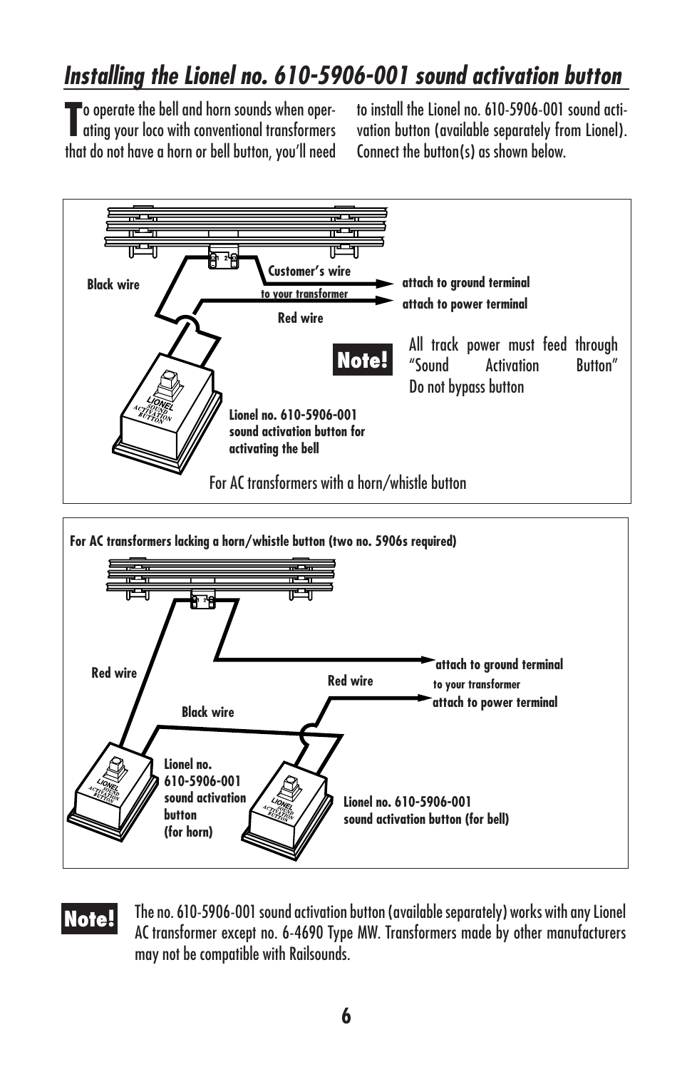## *Installing the Lionel no. 610-5906-001 sound activation button*

To operate the bell and horn sounds when operating your loco with conventional transformers that do not have a horn or bell button, you'll need to install the Lionel no. 610-5906-001 sound activation button (available separately from Lionel). Connect the button(s) as shown below.

Black wire

Customer's wire

to your transformer

attach to ground terminal

attach to power terminal

Red wire

**Note!** All track power must feed through "Sound Activation Button" Do not bypass button

Lionel no. 610-5906-001 sound activation button for activating the bell

For AC transformers with a horn/whistle button

**For AC transformers lacking a horn/whistle button (two no. 5906s required)**

Red wire

Red wire

attach to ground terminal

to your transformer

attach to power terminal

Black wire

Lionel no. 610-5906-001 sound activation button (for horn)

Lionel no. 610-5906-001 sound activation button (for bell)

**Note!** The no. 610-5906-001 sound activation button (available separately) works with any Lionel AC transformer except no. 6-4690 Type MW. Transformers made by other manufacturers may not be compatible with Railsounds.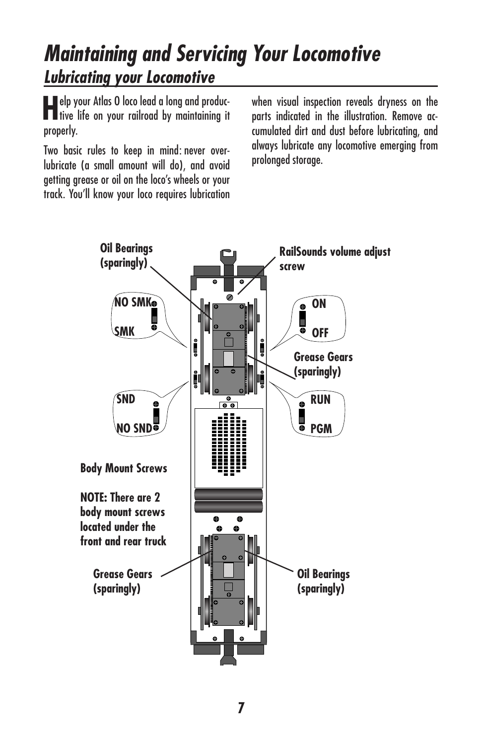# Maintaining and Servicing Your Locomotive

## Lubricating your Locomotive

Help your Atlas O loco lead a long and productive life on your railroad by maintaining it properly.

Two basic rules to keep in mind: never over-lubricate (a small amount will do), and avoid getting grease or oil on the loco's wheels or your track. You'll know your loco requires lubrication when visual inspection reveals dryness on the parts indicated in the illustration. Remove accumulated dirt and dust before lubricating, and always lubricate any locomotive emerging from prolonged storage.

**Oil Bearings (sparingly)**

**RailSounds volume adjust screw**

**NO SMK**

**SMK**

**ON**

**OFF**

**Grease Gears (sparingly)**

**SND**

**NO SND**

**RUN**

**PGM**

**Body Mount Screws**

**NOTE: There are 2 body mount screws located under the front and rear truck**

**Grease Gears (sparingly)**

**Oil Bearings (sparingly)**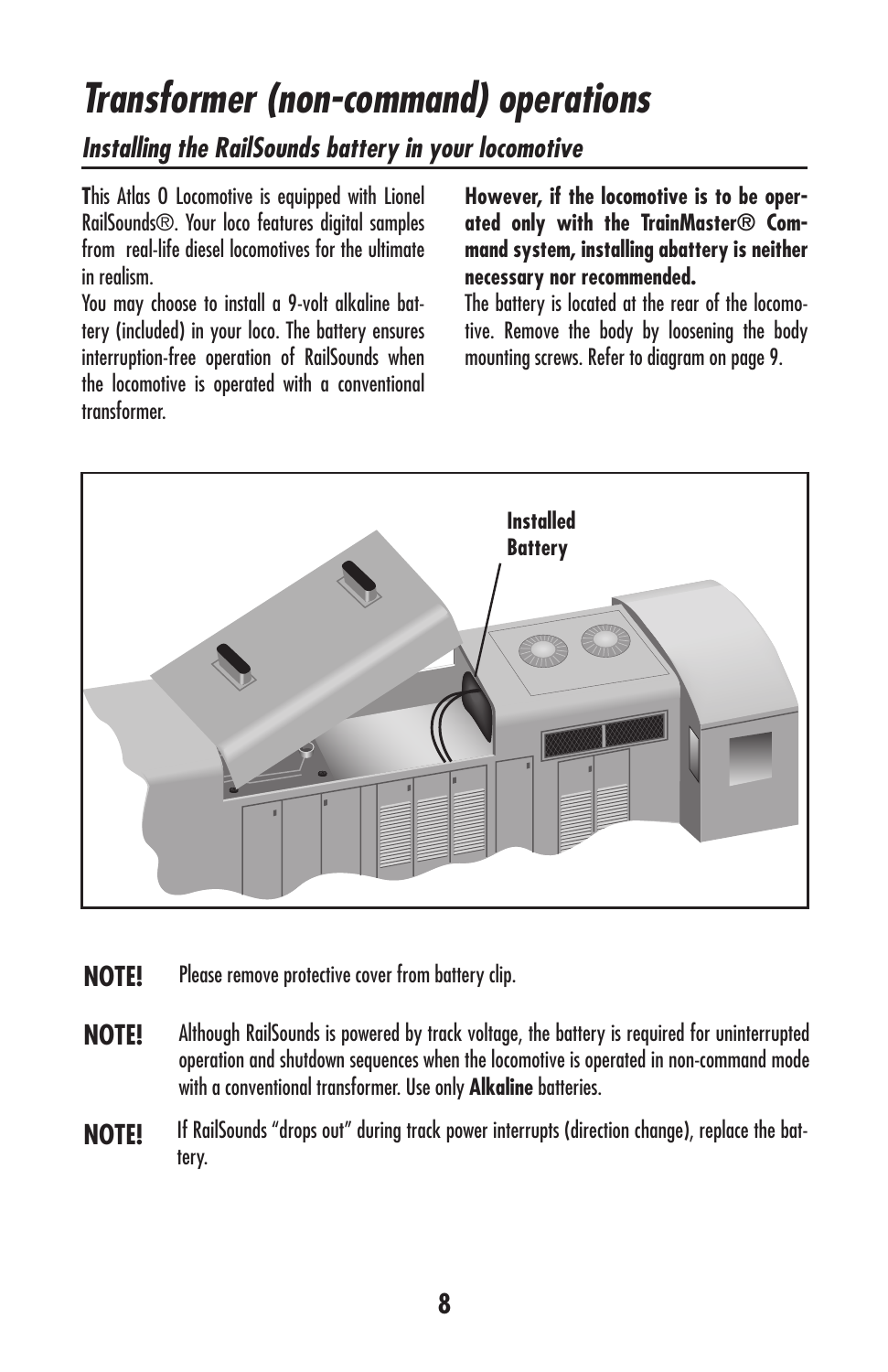# Transformer (non-command) operations

## Installing the RailSounds battery in your locomotive

This Atlas O Locomotive is equipped with Lionel RailSounds®. Your loco features digital samples from real-life diesel locomotives for the ultimate in realism.

You may choose to install a 9-volt alkaline battery (included) in your loco. The battery ensures interruption-free operation of RailSounds when the locomotive is operated with a conventional transformer.

**However, if the locomotive is to be operated only with the TrainMaster® Command system, installing abattery is neither necessary nor recommended.**

The battery is located at the rear of the locomotive. Remove the body by loosening the body mounting screws. Refer to diagram on page 9.

Installed Battery

**NOTE!** Please remove protective cover from battery clip.

**NOTE!** Although RailSounds is powered by track voltage, the battery is required for uninterrupted operation and shutdown sequences when the locomotive is operated in non-command mode with a conventional transformer. Use only **Alkaline** batteries.

**NOTE!** If RailSounds "drops out" during track power interrupts (direction change), replace the battery.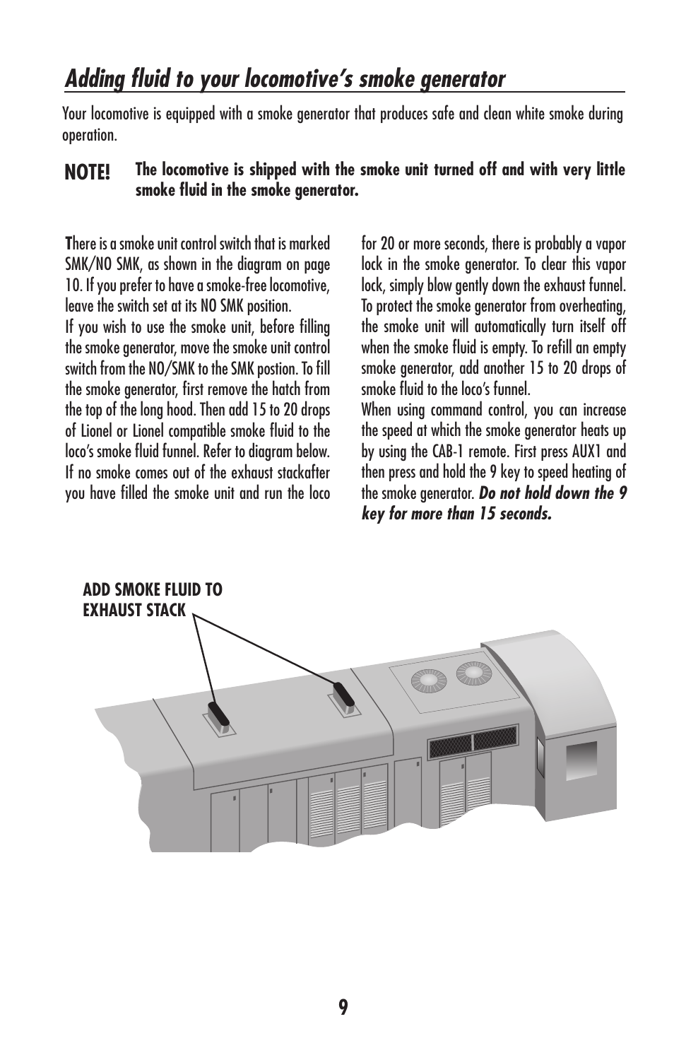## *Adding fluid to your locomotive's smoke generator*

Your locomotive is equipped with a smoke generator that produces safe and clean white smoke during operation.

**NOTE!** **The locomotive is shipped with the smoke unit turned off and with very little smoke fluid in the smoke generator.**

**T**here is a smoke unit control switch that is marked SMK/NO SMK, as shown in the diagram on page 10. If you prefer to have a smoke-free locomotive, leave the switch set at its NO SMK position.

If you wish to use the smoke unit, before filling the smoke generator, move the smoke unit control switch from the NO/SMK to the SMK postion. To fill the smoke generator, first remove the hatch from the top of the long hood. Then add 15 to 20 drops of Lionel or Lionel compatible smoke fluid to the loco's smoke fluid funnel. Refer to diagram below. If no smoke comes out of the exhaust stackafter you have filled the smoke unit and run the loco for 20 or more seconds, there is probably a vapor lock in the smoke generator. To clear this vapor lock, simply blow gently down the exhaust funnel. To protect the smoke generator from overheating, the smoke unit will automatically turn itself off when the smoke fluid is empty. To refill an empty smoke generator, add another 15 to 20 drops of smoke fluid to the loco's funnel.

When using command control, you can increase the speed at which the smoke generator heats up by using the CAB-1 remote. First press AUX1 and then press and hold the 9 key to speed heating of the smoke generator. ***Do not hold down the 9 key for more than 15 seconds.***

**ADD SMOKE FLUID TO EXHAUST STACK**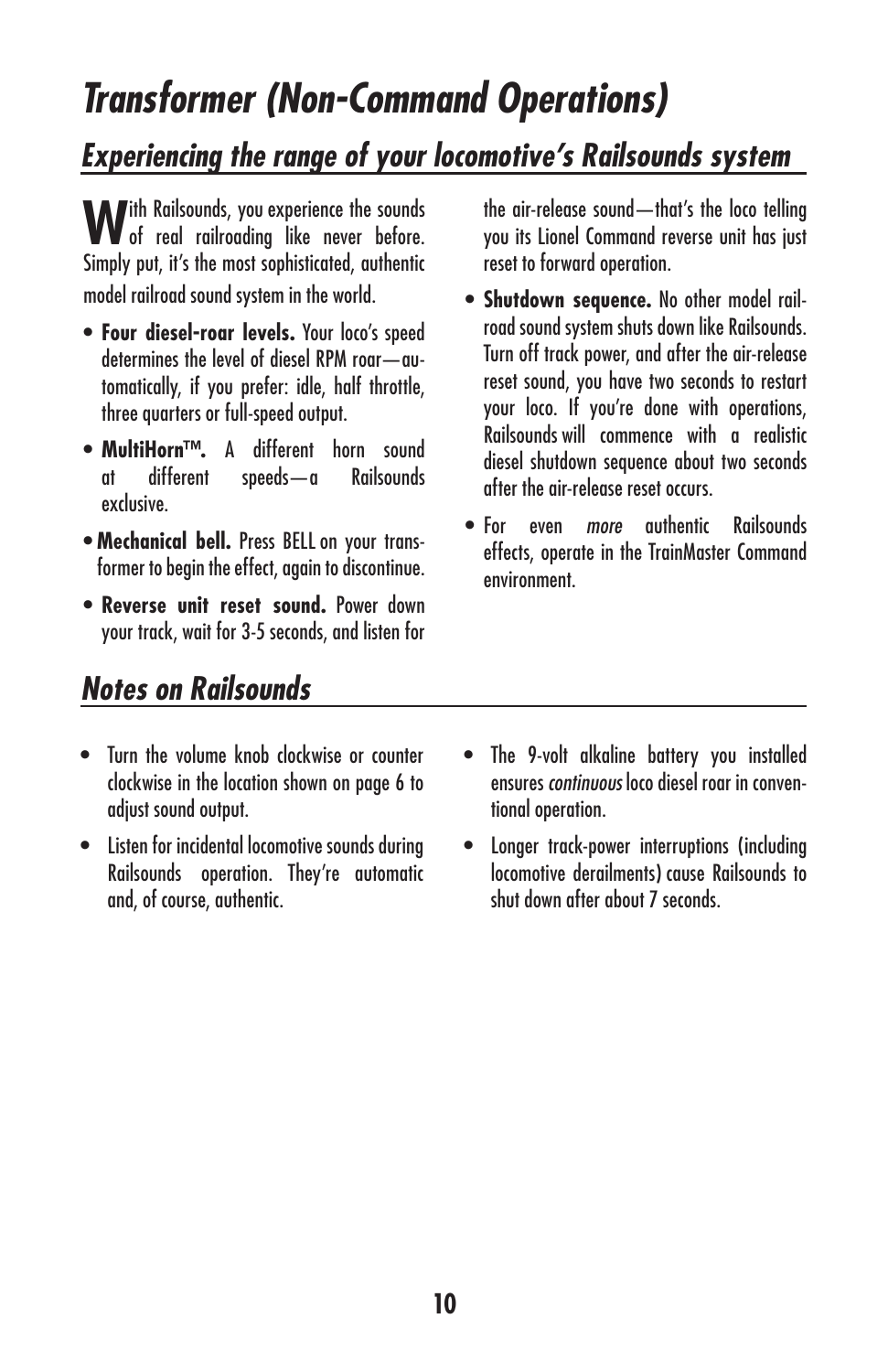# *Transformer (Non-Command Operations)*

## *Experiencing the range of your locomotive's Railsounds system*

With Railsounds, you experience the sounds of real railroading like never before. Simply put, it's the most sophisticated, authentic model railroad sound system in the world.

- **Four diesel-roar levels.** Your loco's speed determines the level of diesel RPM roar—automatically, if you prefer: idle, half throttle, three quarters or full-speed output.
- **MultiHorn™.** A different horn sound at different speeds—a Railsounds exclusive.
- **Mechanical bell.** Press BELL on your transformer to begin the effect, again to discontinue.
- **Reverse unit reset sound.** Power down your track, wait for 3-5 seconds, and listen for the air-release sound—that's the loco telling you its Lionel Command reverse unit has just reset to forward operation.
- **Shutdown sequence.** No other model railroad sound system shuts down like Railsounds. Turn off track power, and after the air-release reset sound, you have two seconds to restart your loco. If you're done with operations, Railsounds will commence with a realistic diesel shutdown sequence about two seconds after the air-release reset occurs.
- For even *more* authentic Railsounds effects, operate in the TrainMaster Command environment.

## *Notes on Railsounds*

- Turn the volume knob clockwise or counter clockwise in the location shown on page 6 to adjust sound output.
- Listen for incidental locomotive sounds during Railsounds operation. They're automatic and, of course, authentic.
- The 9-volt alkaline battery you installed ensures *continuous* loco diesel roar in conventional operation.
- Longer track-power interruptions (including locomotive derailments) cause Railsounds to shut down after about 7 seconds.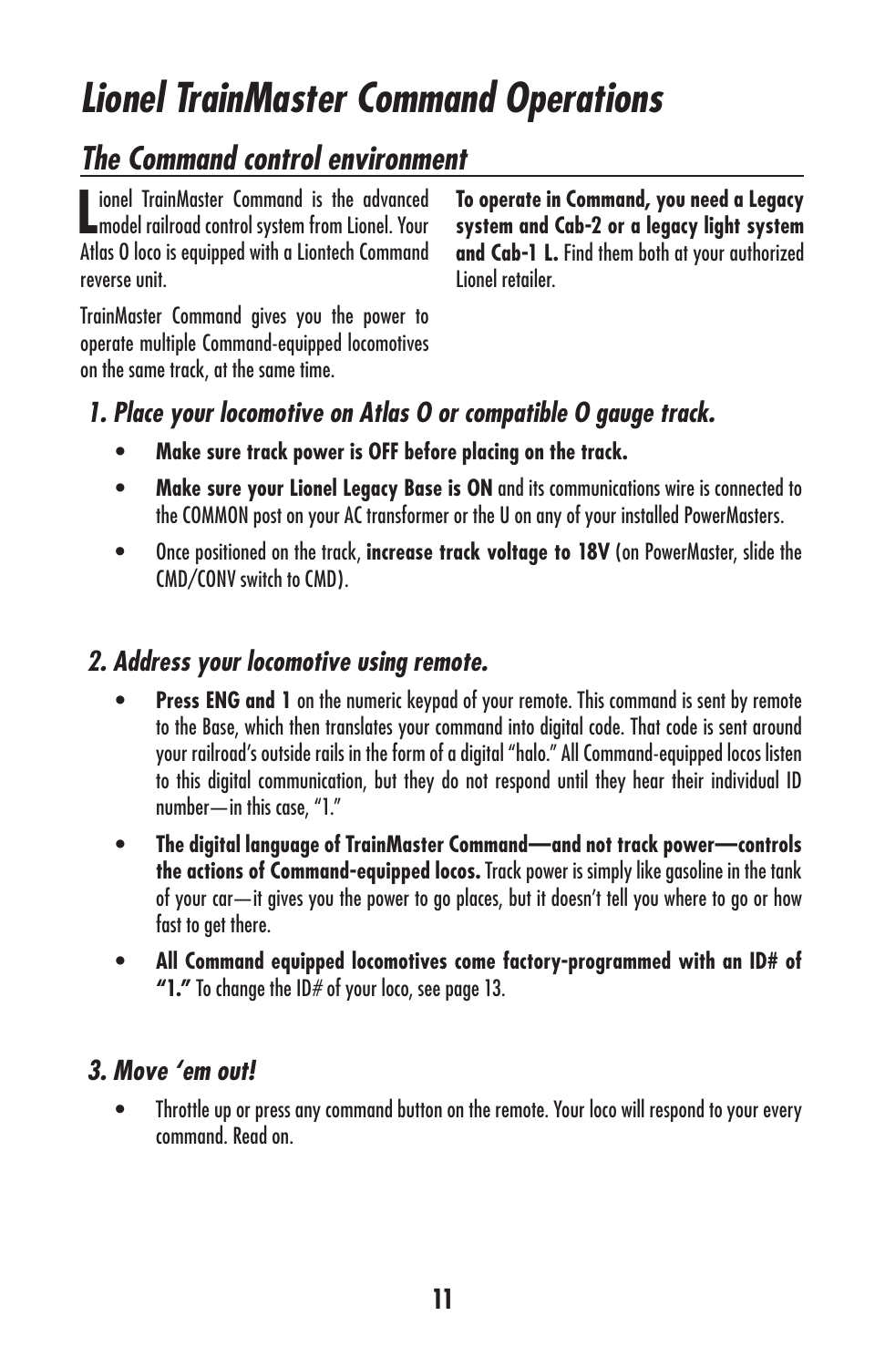# *Lionel TrainMaster Command Operations*

## *The Command control environment*

Lionel TrainMaster Command is the advanced model railroad control system from Lionel. Your Atlas O loco is equipped with a Liontech Command reverse unit.

TrainMaster Command gives you the power to operate multiple Command-equipped locomotives on the same track, at the same time.

**To operate in Command, you need a Legacy system and Cab-2 or a legacy light system and Cab-1 L.** Find them both at your authorized Lionel retailer.

### *1. Place your locomotive on Atlas O or compatible O gauge track.*

- **Make sure track power is OFF before placing on the track.**
- **Make sure your Lionel Legacy Base is ON** and its communications wire is connected to the COMMON post on your AC transformer or the U on any of your installed PowerMasters.
- Once positioned on the track, **increase track voltage to 18V** (on PowerMaster, slide the CMD/CONV switch to CMD).

### *2. Address your locomotive using remote.*

- **Press ENG and 1** on the numeric keypad of your remote. This command is sent by remote to the Base, which then translates your command into digital code. That code is sent around your railroad's outside rails in the form of a digital "halo." All Command-equipped locos listen to this digital communication, but they do not respond until they hear their individual ID number—in this case, "1."
- **The digital language of TrainMaster Command—and not track power—controls the actions of Command-equipped locos.** Track power is simply like gasoline in the tank of your car—it gives you the power to go places, but it doesn't tell you where to go or how fast to get there.
- **All Command equipped locomotives come factory-programmed with an ID# of "1."** To change the ID# of your loco, see page 13.

### *3. Move 'em out!*

- Throttle up or press any command button on the remote. Your loco will respond to your every command. Read on.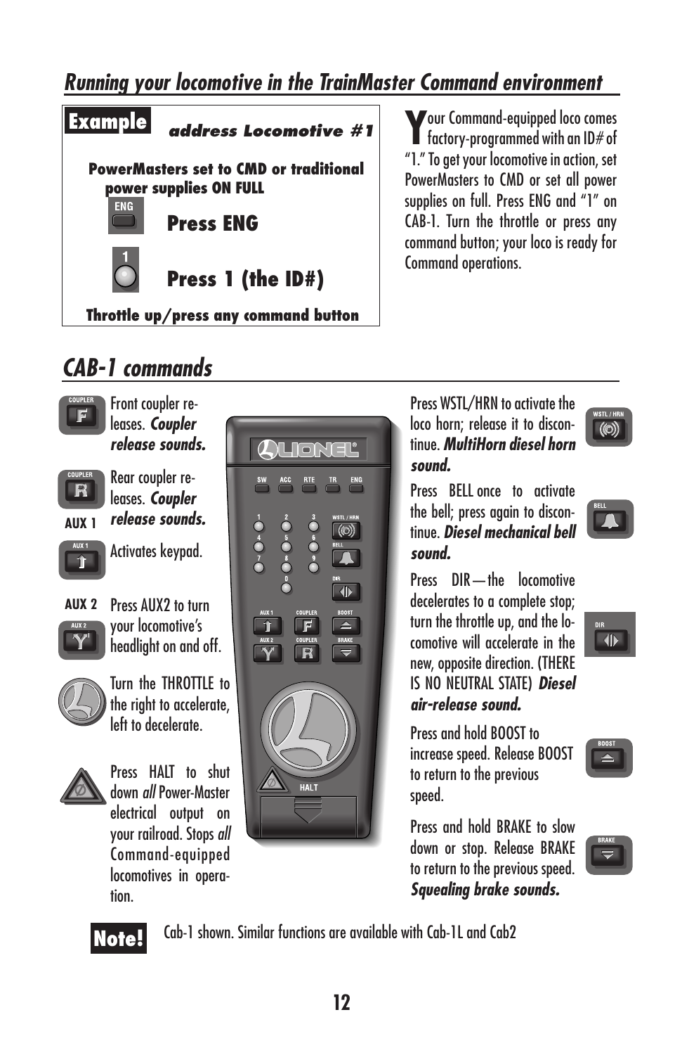## *Running your locomotive in the TrainMaster Command environment*

**Example** ***address Locomotive #1***

**PowerMasters set to CMD or traditional power supplies ON FULL**

**Press ENG**

**Press 1 (the ID#)**

**Throttle up/press any command button**

Your Command-equipped loco comes factory-programmed with an ID# of "1." To get your locomotive in action, set PowerMasters to CMD or set all power supplies on full. Press ENG and "1" on CAB-1. Turn the throttle or press any command button; your loco is ready for Command operations.

## *CAB-1 commands*

Front coupler releases. ***Coupler release sounds.***

Rear coupler releases. ***Coupler release sounds.***

**AUX 1**

Activates keypad.

**AUX 2**

Press AUX2 to turn your locomotive's headlight on and off.

Turn the THROTTLE to the right to accelerate, left to decelerate.

Press HALT to shut down *all* Power-Master electrical output on your railroad. Stops *all* Command-equipped locomotives in operation.

Press WSTL/HRN to activate the loco horn; release it to discontinue. ***MultiHorn diesel horn sound.***

Press BELL once to activate the bell; press again to discontinue. ***Diesel mechanical bell sound.***

Press DIR—the locomotive decelerates to a complete stop; turn the throttle up, and the locomotive will accelerate in the new, opposite direction. (THERE IS NO NEUTRAL STATE) ***Diesel air-release sound.***

Press and hold BOOST to increase speed. Release BOOST to return to the previous speed.

Press and hold BRAKE to slow down or stop. Release BRAKE to return to the previous speed. ***Squealing brake sounds.***

**Note!** Cab-1 shown. Similar functions are available with Cab-1L and Cab2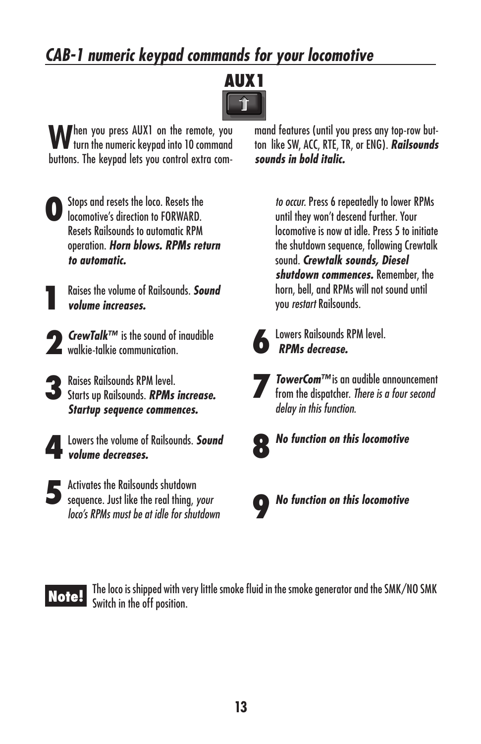## *CAB-1 numeric keypad commands for your locomotive*

### AUX1

When you press AUX1 on the remote, you turn the numeric keypad into 10 command buttons. The keypad lets you control extra command features (until you press any top-row button like SW, ACC, RTE, TR, or ENG). ***Railsounds sounds in bold italic.***

**0** Stops and resets the loco. Resets the locomotive's direction to FORWARD. Resets Railsounds to automatic RPM operation. ***Horn blows. RPMs return to automatic.***

**1** Raises the volume of Railsounds. ***Sound volume increases.***

**2** ***CrewTalk™*** is the sound of inaudible walkie-talkie communication.

**3** Raises Railsounds RPM level. Starts up Railsounds. ***RPMs increase. Startup sequence commences.***

**4** Lowers the volume of Railsounds. ***Sound volume decreases.***

**5** Activates the Railsounds shutdown sequence. Just like the real thing, *your loco's RPMs must be at idle for shutdown to occur.* Press 6 repeatedly to lower RPMs until they won't descend further. Your locomotive is now at idle. Press 5 to initiate the shutdown sequence, following Crewtalk sound. ***Crewtalk sounds, Diesel shutdown commences.*** Remember, the horn, bell, and RPMs will not sound until you *restart* Railsounds.

**6** Lowers Railsounds RPM level. ***RPMs decrease.***

**7** ***TowerCom™*** is an audible announcement from the dispatcher. *There is a four second delay in this function.*

**8** ***No function on this locomotive***

**9** ***No function on this locomotive***

**Note!** The loco is shipped with very little smoke fluid in the smoke generator and the SMK/NO SMK Switch in the off position.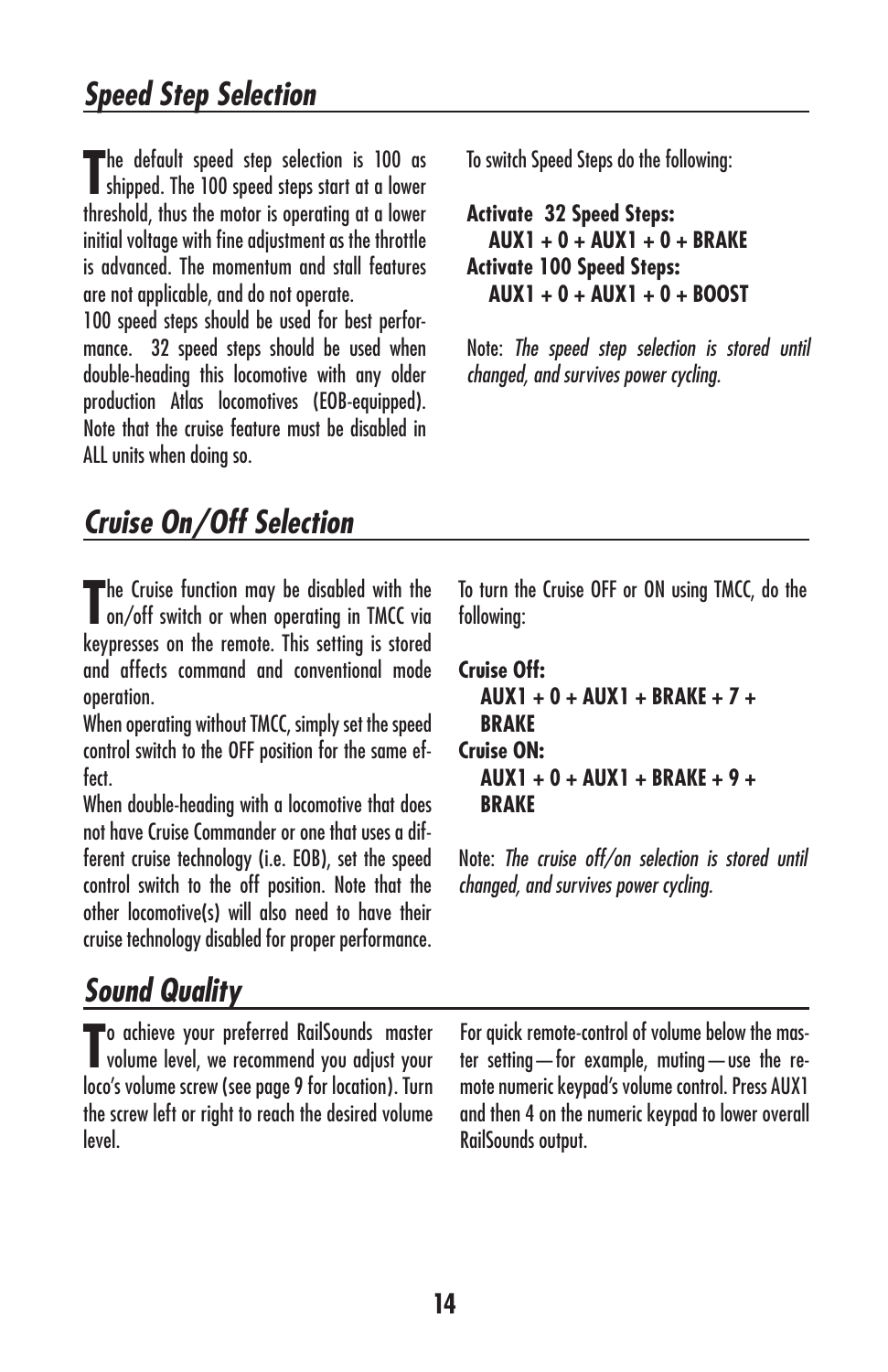## *Speed Step Selection*

The default speed step selection is 100 as shipped. The 100 speed steps start at a lower threshold, thus the motor is operating at a lower initial voltage with fine adjustment as the throttle is advanced. The momentum and stall features are not applicable, and do not operate.

100 speed steps should be used for best performance. 32 speed steps should be used when double-heading this locomotive with any older production Atlas locomotives (EOB-equipped). Note that the cruise feature must be disabled in ALL units when doing so.

To switch Speed Steps do the following:

**Activate 32 Speed Steps:**
  **AUX1 + 0 + AUX1 + 0 + BRAKE**
**Activate 100 Speed Steps:**
  **AUX1 + 0 + AUX1 + 0 + BOOST**

Note: *The speed step selection is stored until changed, and survives power cycling.*

## *Cruise On/Off Selection*

The Cruise function may be disabled with the on/off switch or when operating in TMCC via keypresses on the remote. This setting is stored and affects command and conventional mode operation.

When operating without TMCC, simply set the speed control switch to the OFF position for the same effect.

When double-heading with a locomotive that does not have Cruise Commander or one that uses a different cruise technology (i.e. EOB), set the speed control switch to the off position. Note that the other locomotive(s) will also need to have their cruise technology disabled for proper performance.

To turn the Cruise OFF or ON using TMCC, do the following:

**Cruise Off:**
  **AUX1 + 0 + AUX1 + BRAKE + 7 + BRAKE**
**Cruise ON:**
  **AUX1 + 0 + AUX1 + BRAKE + 9 + BRAKE**

Note: *The cruise off/on selection is stored until changed, and survives power cycling.*

## *Sound Quality*

To achieve your preferred RailSounds master volume level, we recommend you adjust your loco's volume screw (see page 9 for location). Turn the screw left or right to reach the desired volume level.

For quick remote-control of volume below the master setting—for example, muting—use the remote numeric keypad's volume control. Press AUX1 and then 4 on the numeric keypad to lower overall RailSounds output.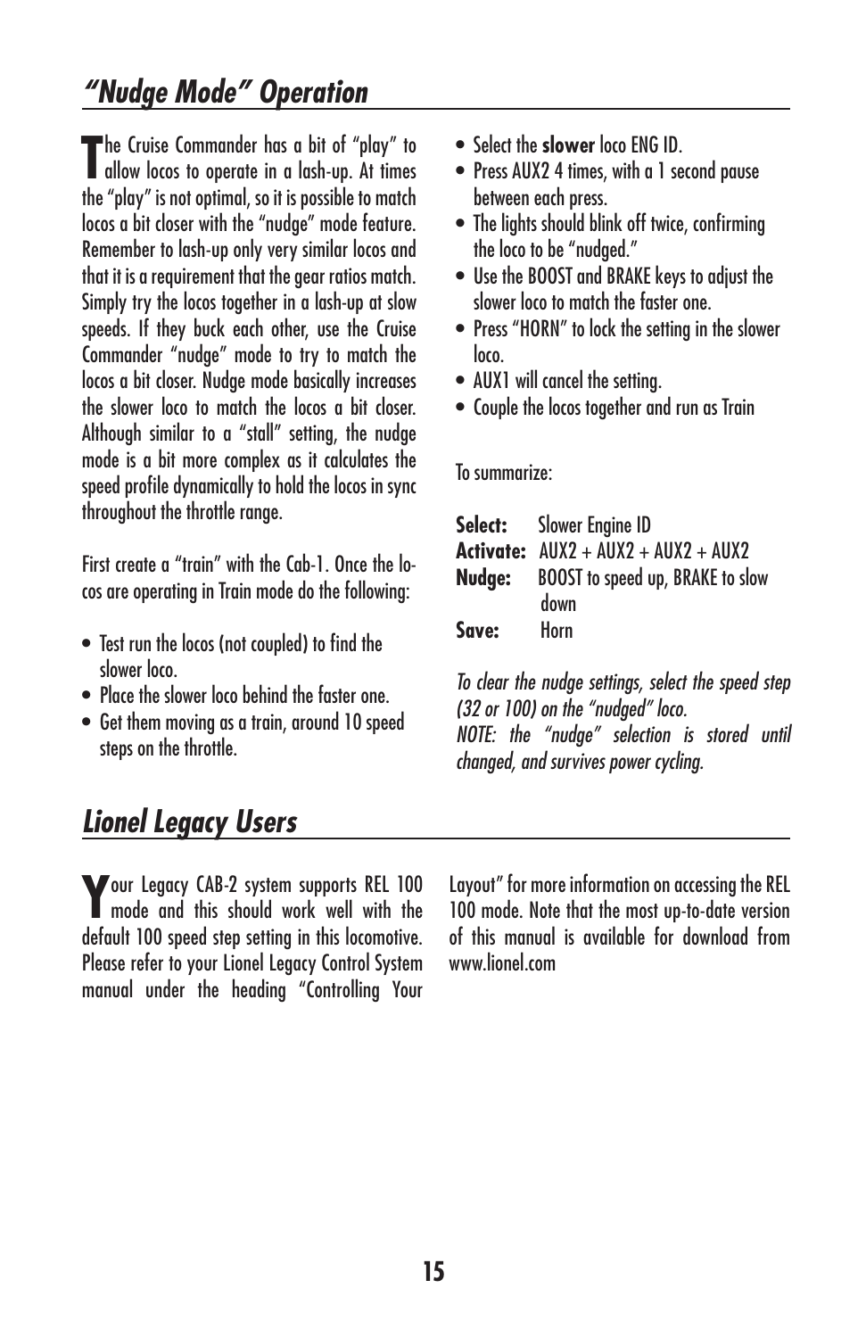## *"Nudge Mode" Operation*

The Cruise Commander has a bit of "play" to allow locos to operate in a lash-up. At times the "play" is not optimal, so it is possible to match locos a bit closer with the "nudge" mode feature. Remember to lash-up only very similar locos and that it is a requirement that the gear ratios match. Simply try the locos together in a lash-up at slow speeds. If they buck each other, use the Cruise Commander "nudge" mode to try to match the locos a bit closer. Nudge mode basically increases the slower loco to match the locos a bit closer. Although similar to a "stall" setting, the nudge mode is a bit more complex as it calculates the speed profile dynamically to hold the locos in sync throughout the throttle range.

First create a "train" with the Cab-1. Once the locos are operating in Train mode do the following:

- Test run the locos (not coupled) to find the slower loco.
- Place the slower loco behind the faster one.
- Get them moving as a train, around 10 speed steps on the throttle.
- Select the **slower** loco ENG ID.
- Press AUX2 4 times, with a 1 second pause between each press.
- The lights should blink off twice, confirming the loco to be "nudged."
- Use the BOOST and BRAKE keys to adjust the slower loco to match the faster one.
- Press "HORN" to lock the setting in the slower loco.
- AUX1 will cancel the setting.
- Couple the locos together and run as Train

To summarize:

**Select:** Slower Engine ID
**Activate:** AUX2 + AUX2 + AUX2 + AUX2
**Nudge:** BOOST to speed up, BRAKE to slow down
**Save:** Horn

*To clear the nudge settings, select the speed step (32 or 100) on the "nudged" loco.*
*NOTE: the "nudge" selection is stored until changed, and survives power cycling.*

## *Lionel Legacy Users*

Your Legacy CAB-2 system supports REL 100 mode and this should work well with the default 100 speed step setting in this locomotive. Please refer to your Lionel Legacy Control System manual under the heading "Controlling Your Layout" for more information on accessing the REL 100 mode. Note that the most up-to-date version of this manual is available for download from www.lionel.com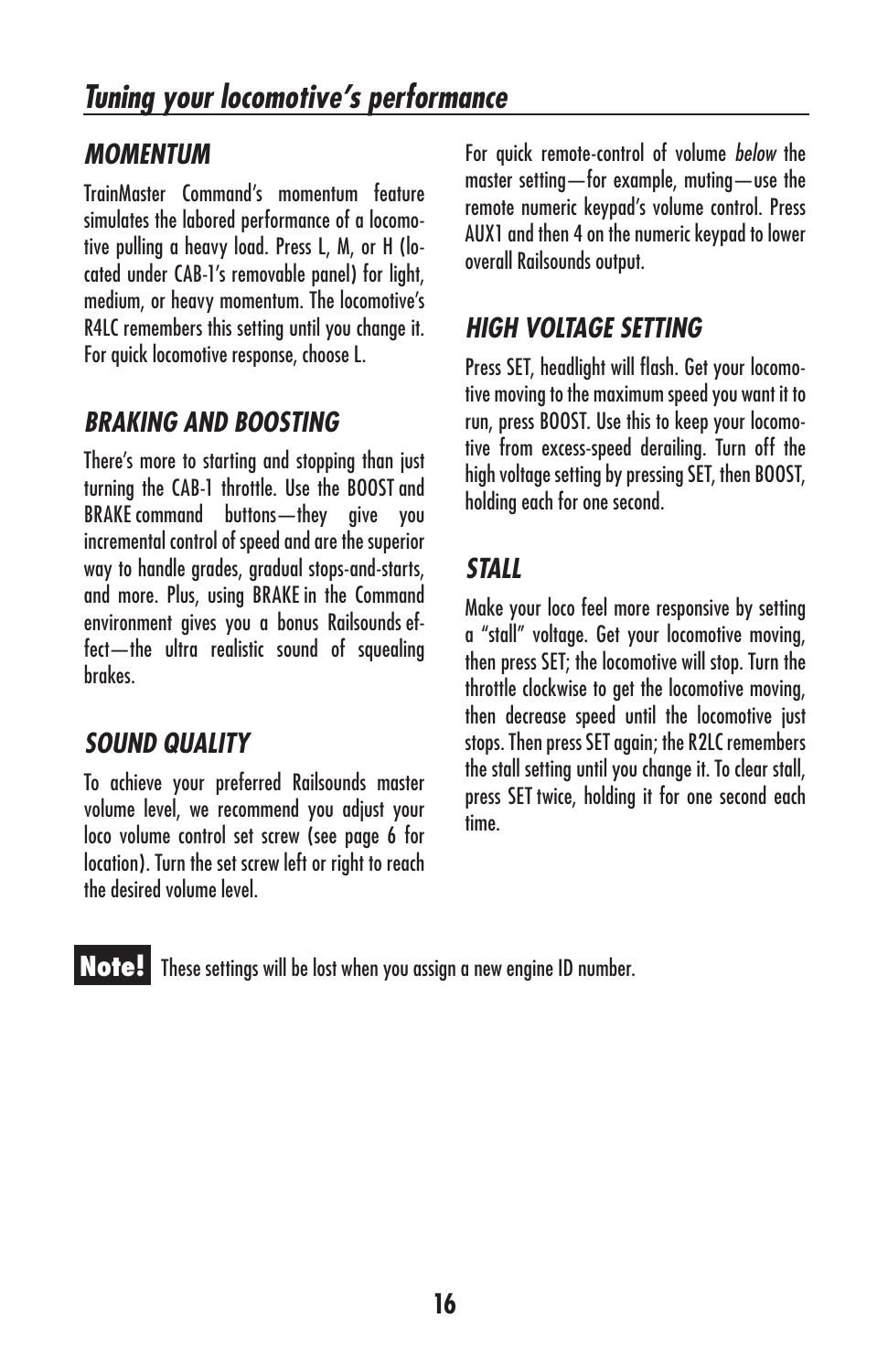# *Tuning your locomotive's performance*

## *MOMENTUM*

TrainMaster Command's momentum feature simulates the labored performance of a locomotive pulling a heavy load. Press L, M, or H (located under CAB-1's removable panel) for light, medium, or heavy momentum. The locomotive's R4LC remembers this setting until you change it. For quick locomotive response, choose L.

## *BRAKING AND BOOSTING*

There's more to starting and stopping than just turning the CAB-1 throttle. Use the BOOST and BRAKE command buttons—they give you incremental control of speed and are the superior way to handle grades, gradual stops-and-starts, and more. Plus, using BRAKE in the Command environment gives you a bonus Railsounds effect—the ultra realistic sound of squealing brakes.

## *SOUND QUALITY*

To achieve your preferred Railsounds master volume level, we recommend you adjust your loco volume control set screw (see page 6 for location). Turn the set screw left or right to reach the desired volume level.

For quick remote-control of volume *below* the master setting—for example, muting—use the remote numeric keypad's volume control. Press AUX1 and then 4 on the numeric keypad to lower overall Railsounds output.

## *HIGH VOLTAGE SETTING*

Press SET, headlight will flash. Get your locomotive moving to the maximum speed you want it to run, press BOOST. Use this to keep your locomotive from excess-speed derailing. Turn off the high voltage setting by pressing SET, then BOOST, holding each for one second.

## *STALL*

Make your loco feel more responsive by setting a "stall" voltage. Get your locomotive moving, then press SET; the locomotive will stop. Turn the throttle clockwise to get the locomotive moving, then decrease speed until the locomotive just stops. Then press SET again; the R2LC remembers the stall setting until you change it. To clear stall, press SET twice, holding it for one second each time.

**Note!** These settings will be lost when you assign a new engine ID number.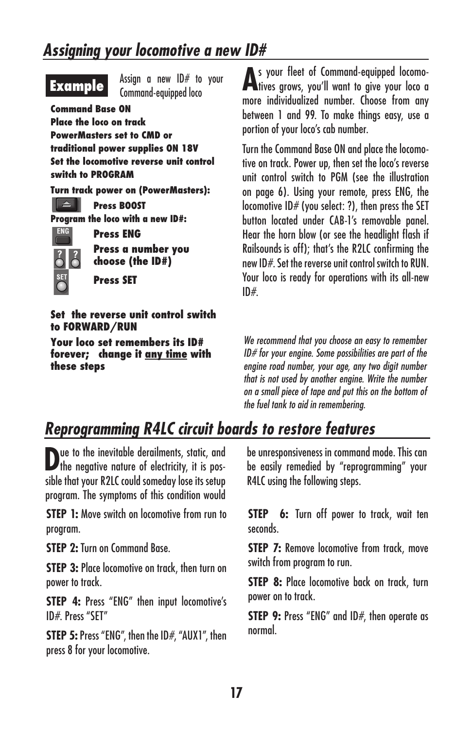# Assigning your locomotive a new ID#

**Example** Assign a new ID# to your Command-equipped loco

**Command Base ON**
**Place the loco on track**
**PowerMasters set to CMD or traditional power supplies ON 18V**
**Set the locomotive reverse unit control switch to PROGRAM**

**Turn track power on (PowerMasters):**

**Press BOOST**

**Program the loco with a new ID#:**

**Press ENG**

**Press a number you choose (the ID#)**

**Press SET**

**Set the reverse unit control switch to FORWARD/RUN**

**Your loco set remembers its ID# forever; change it <u>any time</u> with these steps**

As your fleet of Command-equipped locomotives grows, you'll want to give your loco a more individualized number. Choose from any between 1 and 99. To make things easy, use a portion of your loco's cab number.

Turn the Command Base ON and place the locomotive on track. Power up, then set the loco's reverse unit control switch to PGM (see the illustration on page 6). Using your remote, press ENG, the locomotive ID# (you select: ?), then press the SET button located under CAB-1's removable panel. Hear the horn blow (or see the headlight flash if Railsounds is off); that's the R2LC confirming the new ID#. Set the reverse unit control switch to RUN. Your loco is ready for operations with its all-new ID#.

*We recommend that you choose an easy to remember ID# for your engine. Some possibilities are part of the engine road number, your age, any two digit number that is not used by another engine. Write the number on a small piece of tape and put this on the bottom of the fuel tank to aid in remembering.*

# Reprogramming R4LC circuit boards to restore features

Due to the inevitable derailments, static, and the negative nature of electricity, it is possible that your R2LC could someday lose its setup program. The symptoms of this condition would be unresponsiveness in command mode. This can be easily remedied by "reprogramming" your R4LC using the following steps.

**STEP 1:** Move switch on locomotive from run to program.

**STEP 2:** Turn on Command Base.

**STEP 3:** Place locomotive on track, then turn on power to track.

**STEP 4:** Press "ENG" then input locomotive's ID#. Press "SET"

**STEP 5:** Press "ENG", then the ID#, "AUX1", then press 8 for your locomotive.

**STEP 6:** Turn off power to track, wait ten seconds.

**STEP 7:** Remove locomotive from track, move switch from program to run.

**STEP 8:** Place locomotive back on track, turn power on to track.

**STEP 9:** Press "ENG" and ID#, then operate as normal.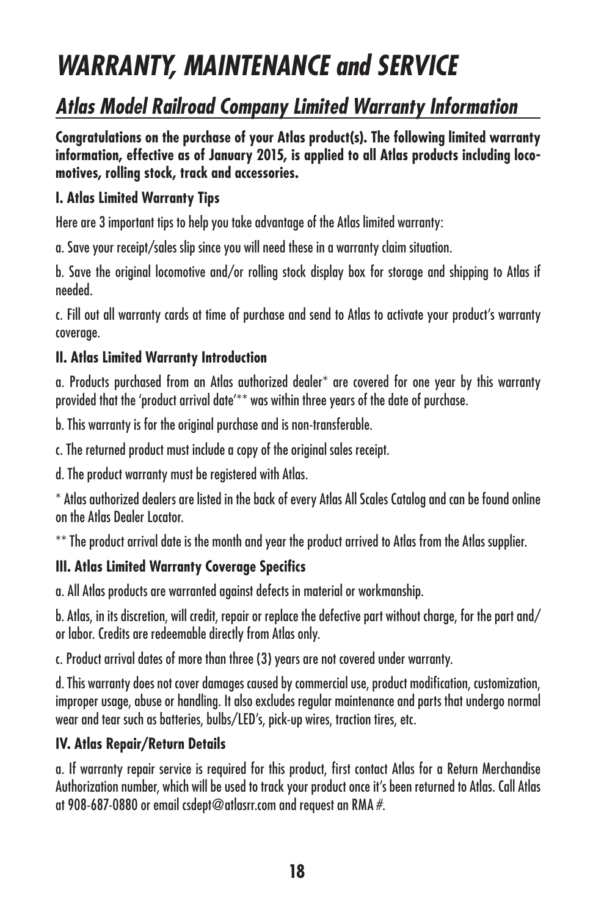# WARRANTY, MAINTENANCE and SERVICE

## Atlas Model Railroad Company Limited Warranty Information

**Congratulations on the purchase of your Atlas product(s). The following limited warranty information, effective as of January 2015, is applied to all Atlas products including locomotives, rolling stock, track and accessories.**

### I. Atlas Limited Warranty Tips

Here are 3 important tips to help you take advantage of the Atlas limited warranty:

a. Save your receipt/sales slip since you will need these in a warranty claim situation.

b. Save the original locomotive and/or rolling stock display box for storage and shipping to Atlas if needed.

c. Fill out all warranty cards at time of purchase and send to Atlas to activate your product's warranty coverage.

### II. Atlas Limited Warranty Introduction

a. Products purchased from an Atlas authorized dealer* are covered for one year by this warranty provided that the 'product arrival date'** was within three years of the date of purchase.

b. This warranty is for the original purchase and is non-transferable.

c. The returned product must include a copy of the original sales receipt.

d. The product warranty must be registered with Atlas.

* Atlas authorized dealers are listed in the back of every Atlas All Scales Catalog and can be found online on the Atlas Dealer Locator.

** The product arrival date is the month and year the product arrived to Atlas from the Atlas supplier.

### III. Atlas Limited Warranty Coverage Specifics

a. All Atlas products are warranted against defects in material or workmanship.

b. Atlas, in its discretion, will credit, repair or replace the defective part without charge, for the part and/or labor. Credits are redeemable directly from Atlas only.

c. Product arrival dates of more than three (3) years are not covered under warranty.

d. This warranty does not cover damages caused by commercial use, product modification, customization, improper usage, abuse or handling. It also excludes regular maintenance and parts that undergo normal wear and tear such as batteries, bulbs/LED's, pick-up wires, traction tires, etc.

### IV. Atlas Repair/Return Details

a. If warranty repair service is required for this product, first contact Atlas for a Return Merchandise Authorization number, which will be used to track your product once it's been returned to Atlas. Call Atlas at 908-687-0880 or email csdept@atlasrr.com and request an RMA #.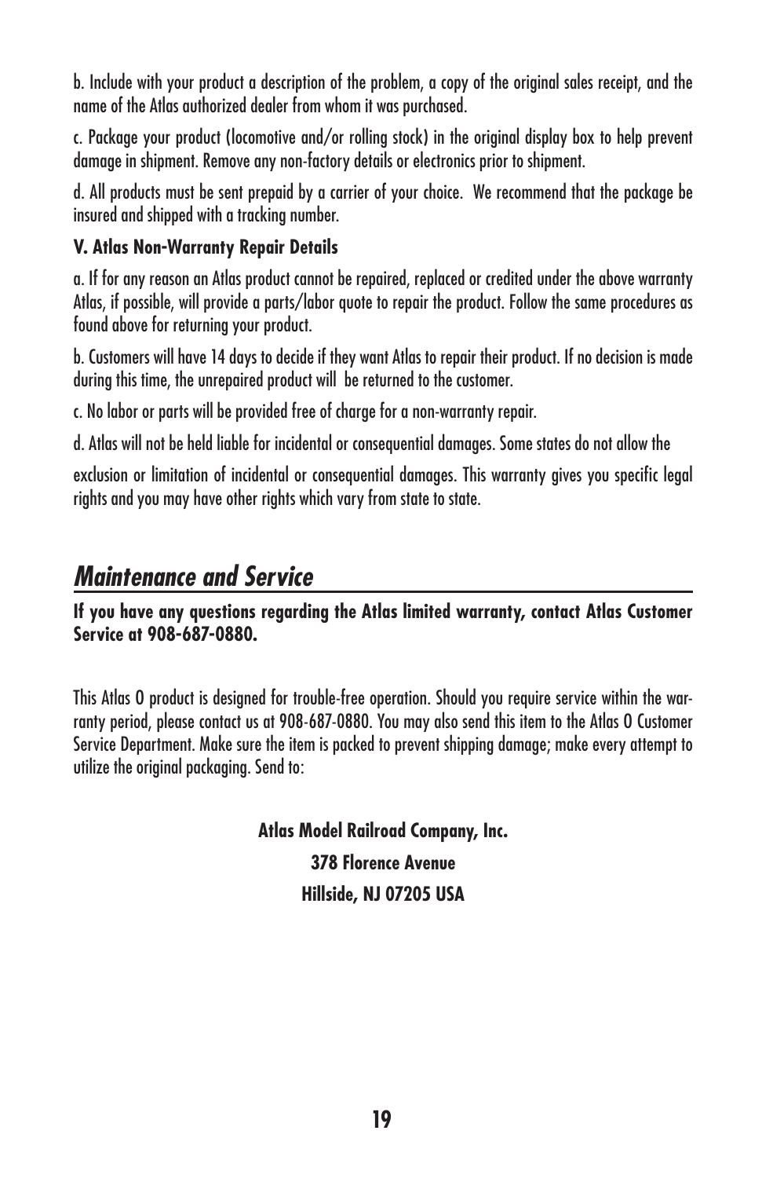b. Include with your product a description of the problem, a copy of the original sales receipt, and the name of the Atlas authorized dealer from whom it was purchased.

c. Package your product (locomotive and/or rolling stock) in the original display box to help prevent damage in shipment. Remove any non-factory details or electronics prior to shipment.

d. All products must be sent prepaid by a carrier of your choice. We recommend that the package be insured and shipped with a tracking number.

**V. Atlas Non-Warranty Repair Details**

a. If for any reason an Atlas product cannot be repaired, replaced or credited under the above warranty Atlas, if possible, will provide a parts/labor quote to repair the product. Follow the same procedures as found above for returning your product.

b. Customers will have 14 days to decide if they want Atlas to repair their product. If no decision is made during this time, the unrepaired product will be returned to the customer.

c. No labor or parts will be provided free of charge for a non-warranty repair.

d. Atlas will not be held liable for incidental or consequential damages. Some states do not allow the

exclusion or limitation of incidental or consequential damages. This warranty gives you specific legal rights and you may have other rights which vary from state to state.

## *Maintenance and Service*

**If you have any questions regarding the Atlas limited warranty, contact Atlas Customer Service at 908-687-0880.**

This Atlas O product is designed for trouble-free operation. Should you require service within the warranty period, please contact us at 908-687-0880. You may also send this item to the Atlas O Customer Service Department. Make sure the item is packed to prevent shipping damage; make every attempt to utilize the original packaging. Send to:

**Atlas Model Railroad Company, Inc.**
**378 Florence Avenue**
**Hillside, NJ 07205 USA**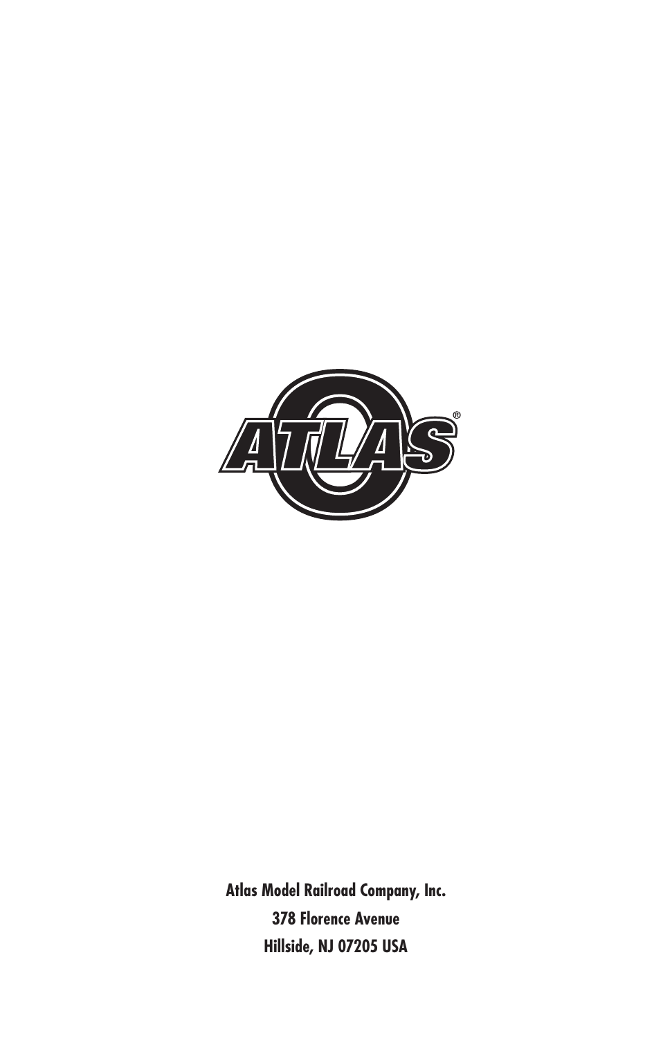**Atlas Model Railroad Company, Inc.**
**378 Florence Avenue**
**Hillside, NJ 07205 USA**